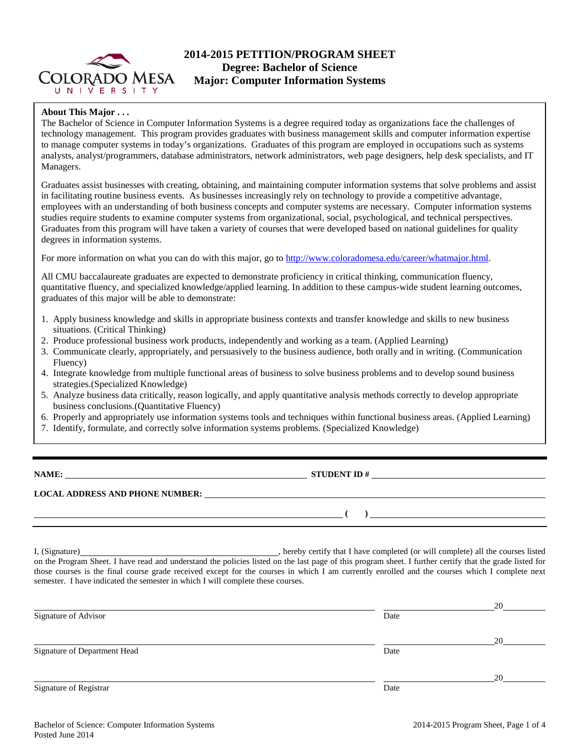# 2014-2015 PETITION/PROGRAM SHEET
## Degree: Bachelor of Science
## Major: Computer Information Systems

**About This Major . . .**

The Bachelor of Science in Computer Information Systems is a degree required today as organizations face the challenges of technology management. This program provides graduates with business management skills and computer information expertise to manage computer systems in today's organizations. Graduates of this program are employed in occupations such as systems analysts, analyst/programmers, database administrators, network administrators, web page designers, help desk specialists, and IT Managers.

Graduates assist businesses with creating, obtaining, and maintaining computer information systems that solve problems and assist in facilitating routine business events. As businesses increasingly rely on technology to provide a competitive advantage, employees with an understanding of both business concepts and computer systems are necessary. Computer information systems studies require students to examine computer systems from organizational, social, psychological, and technical perspectives. Graduates from this program will have taken a variety of courses that were developed based on national guidelines for quality degrees in information systems.

For more information on what you can do with this major, go to http://www.coloradomesa.edu/career/whatmajor.html.

All CMU baccalaureate graduates are expected to demonstrate proficiency in critical thinking, communication fluency, quantitative fluency, and specialized knowledge/applied learning. In addition to these campus-wide student learning outcomes, graduates of this major will be able to demonstrate:

1. Apply business knowledge and skills in appropriate business contexts and transfer knowledge and skills to new business situations. (Critical Thinking)
2. Produce professional business work products, independently and working as a team. (Applied Learning)
3. Communicate clearly, appropriately, and persuasively to the business audience, both orally and in writing. (Communication Fluency)
4. Integrate knowledge from multiple functional areas of business to solve business problems and to develop sound business strategies.(Specialized Knowledge)
5. Analyze business data critically, reason logically, and apply quantitative analysis methods correctly to develop appropriate business conclusions.(Quantitative Fluency)
6. Properly and appropriately use information systems tools and techniques within functional business areas. (Applied Learning)
7. Identify, formulate, and correctly solve information systems problems. (Specialized Knowledge)

---

**NAME:** ______________________________ **STUDENT ID #** ______________________________

**LOCAL ADDRESS AND PHONE NUMBER:** ______________________________

______________________________ **( )** ______________________________

I, (Signature)______________________________, hereby certify that I have completed (or will complete) all the courses listed on the Program Sheet. I have read and understand the policies listed on the last page of this program sheet. I further certify that the grade listed for those courses is the final course grade received except for the courses in which I am currently enrolled and the courses which I complete next semester. I have indicated the semester in which I will complete these courses.

______________________________ ______________ 20______
Signature of Advisor Date

______________________________ ______________ 20______
Signature of Department Head Date

______________________________ ______________ 20______
Signature of Registrar Date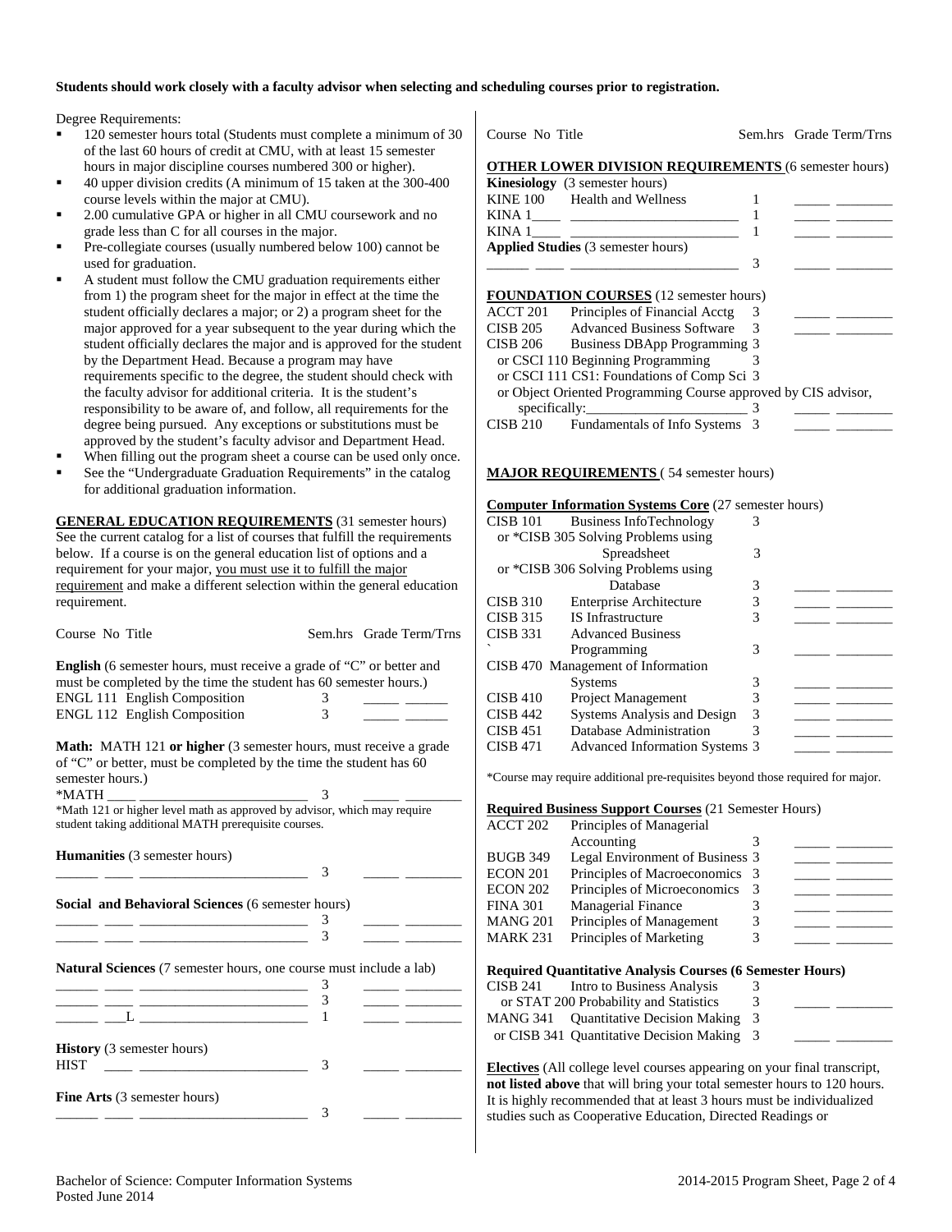**Students should work closely with a faculty advisor when selecting and scheduling courses prior to registration.**

Degree Requirements:

- 120 semester hours total (Students must complete a minimum of 30 of the last 60 hours of credit at CMU, with at least 15 semester hours in major discipline courses numbered 300 or higher).
- 40 upper division credits (A minimum of 15 taken at the 300-400 course levels within the major at CMU).
- 2.00 cumulative GPA or higher in all CMU coursework and no grade less than C for all courses in the major.
- Pre-collegiate courses (usually numbered below 100) cannot be used for graduation.
- A student must follow the CMU graduation requirements either from 1) the program sheet for the major in effect at the time the student officially declares a major; or 2) a program sheet for the major approved for a year subsequent to the year during which the student officially declares the major and is approved for the student by the Department Head. Because a program may have requirements specific to the degree, the student should check with the faculty advisor for additional criteria. It is the student's responsibility to be aware of, and follow, all requirements for the degree being pursued. Any exceptions or substitutions must be approved by the student's faculty advisor and Department Head.
- When filling out the program sheet a course can be used only once.
- See the "Undergraduate Graduation Requirements" in the catalog for additional graduation information.

**GENERAL EDUCATION REQUIREMENTS** (31 semester hours) See the current catalog for a list of courses that fulfill the requirements below. If a course is on the general education list of options and a requirement for your major, you must use it to fulfill the major requirement and make a different selection within the general education requirement.

| Course No Title | Sem.hrs | Grade Term/Trns |
|---|---|---|
| **English** (6 semester hours, must receive a grade of "C" or better and must be completed by the time the student has 60 semester hours.) | | |
| ENGL 111 English Composition | 3 | _____ ______ |
| ENGL 112 English Composition | 3 | _____ ______ |
| **Math:** MATH 121 **or higher** (3 semester hours, must receive a grade of "C" or better, must be completed by the time the student has 60 semester hours.) | | |
| *MATH ____ ________________________ | 3 | _____ ________ |
| *Math 121 or higher level math as approved by advisor, which may require student taking additional MATH prerequisite courses. | | |
| **Humanities** (3 semester hours) | | |
| ______ ____ ________________________ | 3 | _____ ________ |
| **Social and Behavioral Sciences** (6 semester hours) | | |
| ______ ____ ________________________ | 3 | _____ ________ |
| ______ ____ ________________________ | 3 | _____ ________ |
| **Natural Sciences** (7 semester hours, one course must include a lab) | | |
| ______ ____ ________________________ | 3 | _____ ________ |
| ______ ____ ________________________ | 3 | _____ ________ |
| ______ ___L ________________________ | 1 | _____ ________ |
| **History** (3 semester hours) | | |
| HIST ____ ________________________ | 3 | _____ ________ |
| **Fine Arts** (3 semester hours) | | |
| ______ ____ ________________________ | 3 | _____ ________ |

| Course No Title | Sem.hrs | Grade Term/Trns |
|---|---|---|
| **OTHER LOWER DIVISION REQUIREMENTS** (6 semester hours) | | |
| **Kinesiology** (3 semester hours) | | |
| KINE 100 Health and Wellness | 1 | _____ ________ |
| KINA 1____ ________________________ | 1 | _____ ________ |
| KINA 1____ ________________________ | 1 | _____ ________ |
| **Applied Studies** (3 semester hours) | | |
| ______ ____ ________________________ | 3 | _____ ________ |
| **FOUNDATION COURSES** (12 semester hours) | | |
| ACCT 201 Principles of Financial Acctg | 3 | _____ ________ |
| CISB 205 Advanced Business Software | 3 | _____ ________ |
| CISB 206 Business DBApp Programming | 3 | |
| or CSCI 110 Beginning Programming | 3 | |
| or CSCI 111 CS1: Foundations of Comp Sci | 3 | |
| or Object Oriented Programming Course approved by CIS advisor, specifically:________________________ | 3 | _____ ________ |
| CISB 210 Fundamentals of Info Systems | 3 | _____ ________ |
| **MAJOR REQUIREMENTS** ( 54 semester hours) | | |
| **Computer Information Systems Core** (27 semester hours) | | |
| CISB 101 Business InfoTechnology | 3 | |
| or *CISB 305 Solving Problems using Spreadsheet | 3 | |
| or *CISB 306 Solving Problems using Database | 3 | _____ ________ |
| CISB 310 Enterprise Architecture | 3 | _____ ________ |
| CISB 315 IS Infrastructure | 3 | _____ ________ |
| CISB 331 Advanced Business Programming | 3 | _____ ________ |
| CISB 470 Management of Information Systems | 3 | _____ ________ |
| CISB 410 Project Management | 3 | _____ ________ |
| CISB 442 Systems Analysis and Design | 3 | _____ ________ |
| CISB 451 Database Administration | 3 | _____ ________ |
| CISB 471 Advanced Information Systems | 3 | _____ ________ |

*Course may require additional pre-requisites beyond those required for major.

| Course No Title | Sem.hrs | Grade Term/Trns |
|---|---|---|
| **Required Business Support Courses** (21 Semester Hours) | | |
| ACCT 202 Principles of Managerial Accounting | 3 | _____ ________ |
| BUGB 349 Legal Environment of Business | 3 | _____ ________ |
| ECON 201 Principles of Macroeconomics | 3 | _____ ________ |
| ECON 202 Principles of Microeconomics | 3 | _____ ________ |
| FINA 301 Managerial Finance | 3 | _____ ________ |
| MANG 201 Principles of Management | 3 | _____ ________ |
| MARK 231 Principles of Marketing | 3 | _____ ________ |
| **Required Quantitative Analysis Courses (6 Semester Hours)** | | |
| CISB 241 Intro to Business Analysis | 3 | |
| or STAT 200 Probability and Statistics | 3 | _____ ________ |
| MANG 341 Quantitative Decision Making | 3 | |
| or CISB 341 Quantitative Decision Making | 3 | _____ ________ |

**Electives** (All college level courses appearing on your final transcript, **not listed above** that will bring your total semester hours to 120 hours. It is highly recommended that at least 3 hours must be individualized studies such as Cooperative Education, Directed Readings or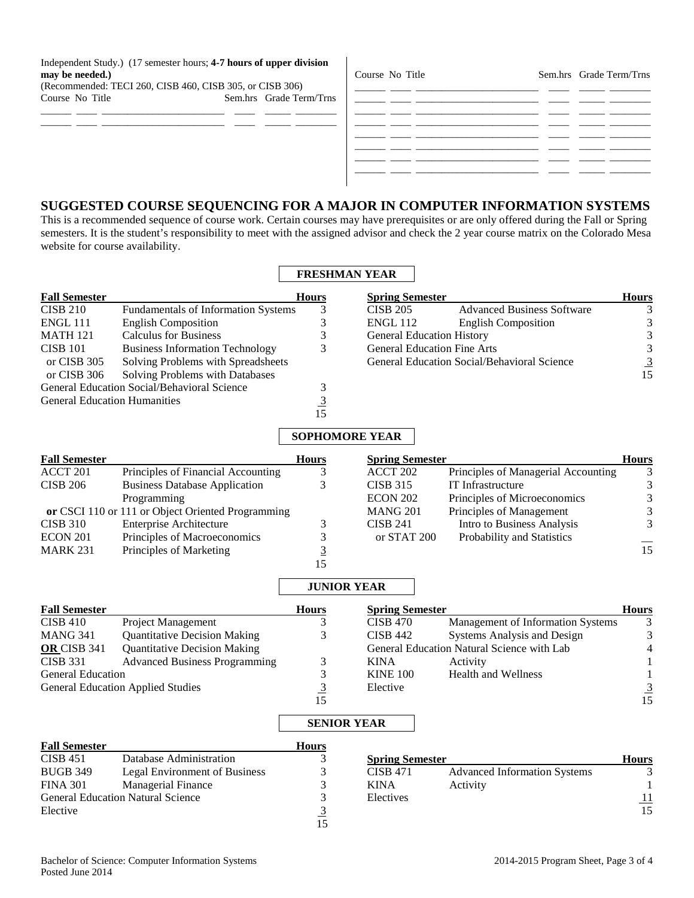Independent Study.) (17 semester hours; **4-7 hours of upper division may be needed.)**
(Recommended: TECI 260, CISB 460, CISB 305, or CISB 306)

| Course | No | Title | Sem.hrs | Grade | Term/Trns |
|---|---|---|---|---|---|
| | | | | | |
| | | | | | |

| Course | No | Title | Sem.hrs | Grade | Term/Trns |
|---|---|---|---|---|---|
| | | | | | |
| | | | | | |
| | | | | | |
| | | | | | |
| | | | | | |
| | | | | | |
| | | | | | |

## SUGGESTED COURSE SEQUENCING FOR A MAJOR IN COMPUTER INFORMATION SYSTEMS

This is a recommended sequence of course work. Certain courses may have prerequisites or are only offered during the Fall or Spring semesters. It is the student's responsibility to meet with the assigned advisor and check the 2 year course matrix on the Colorado Mesa website for course availability.

### FRESHMAN YEAR

| Fall Semester | | Hours |
|---|---|---|
| CISB 210 | Fundamentals of Information Systems | 3 |
| ENGL 111 | English Composition | 3 |
| MATH 121 | Calculus for Business | 3 |
| CISB 101 | Business Information Technology | 3 |
| or CISB 305 | Solving Problems with Spreadsheets | |
| or CISB 306 | Solving Problems with Databases | |
| General Education Social/Behavioral Science | | 3 |
| General Education Humanities | | 3 |
| | | 15 |

| Spring Semester | | Hours |
|---|---|---|
| CISB 205 | Advanced Business Software | 3 |
| ENGL 112 | English Composition | 3 |
| General Education History | | 3 |
| General Education Fine Arts | | 3 |
| General Education Social/Behavioral Science | | 3 |
| | | 15 |

### SOPHOMORE YEAR

| Fall Semester | | Hours |
|---|---|---|
| ACCT 201 | Principles of Financial Accounting | 3 |
| CISB 206 | Business Database Application Programming | 3 |
| **or** CSCI 110 or 111 or Object Oriented Programming | | |
| CISB 310 | Enterprise Architecture | 3 |
| ECON 201 | Principles of Macroeconomics | 3 |
| MARK 231 | Principles of Marketing | 3 |
| | | 15 |

| Spring Semester | | Hours |
|---|---|---|
| ACCT 202 | Principles of Managerial Accounting | 3 |
| CISB 315 | IT Infrastructure | 3 |
| ECON 202 | Principles of Microeconomics | 3 |
| MANG 201 | Principles of Management | 3 |
| CISB 241 | Intro to Business Analysis | 3 |
| or STAT 200 | Probability and Statistics | |
| | | 15 |

### JUNIOR YEAR

| Fall Semester | | Hours |
|---|---|---|
| CISB 410 | Project Management | 3 |
| MANG 341 | Quantitative Decision Making | 3 |
| **OR** CISB 341 | Quantitative Decision Making | |
| CISB 331 | Advanced Business Programming | 3 |
| General Education | | 3 |
| General Education Applied Studies | | 3 |
| | | 15 |

| Spring Semester | | Hours |
|---|---|---|
| CISB 470 | Management of Information Systems | 3 |
| CISB 442 | Systems Analysis and Design | 3 |
| General Education Natural Science with Lab | | 4 |
| KINA | Activity | 1 |
| KINE 100 | Health and Wellness | 1 |
| Elective | | 3 |
| | | 15 |

### SENIOR YEAR

| Fall Semester | | Hours |
|---|---|---|
| CISB 451 | Database Administration | 3 |
| BUGB 349 | Legal Environment of Business | 3 |
| FINA 301 | Managerial Finance | 3 |
| General Education Natural Science | | 3 |
| Elective | | 3 |
| | | 15 |

| Spring Semester | | Hours |
|---|---|---|
| CISB 471 | Advanced Information Systems | 3 |
| KINA | Activity | 1 |
| Electives | | 11 |
| | | 15 |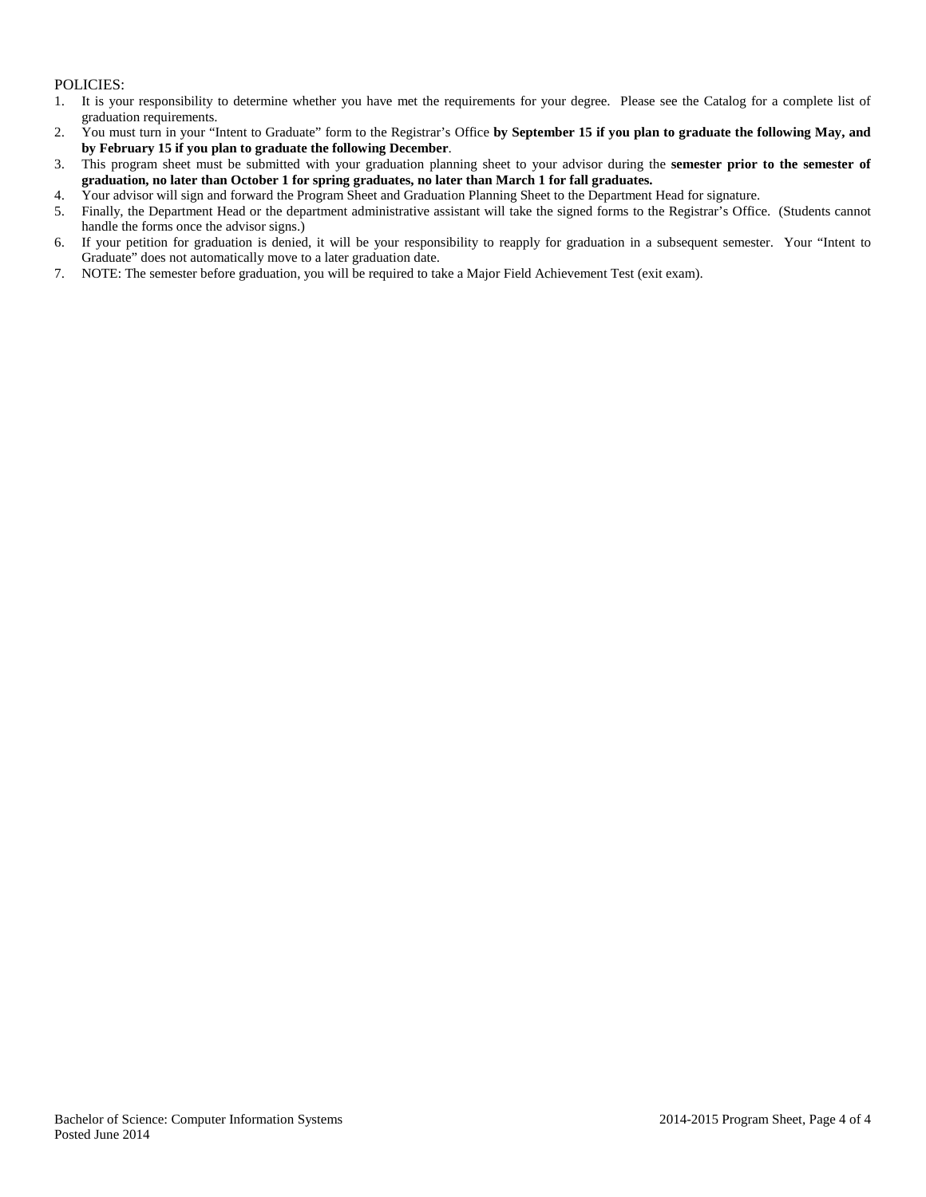POLICIES:

1. It is your responsibility to determine whether you have met the requirements for your degree. Please see the Catalog for a complete list of graduation requirements.
2. You must turn in your "Intent to Graduate" form to the Registrar's Office **by September 15 if you plan to graduate the following May, and by February 15 if you plan to graduate the following December**.
3. This program sheet must be submitted with your graduation planning sheet to your advisor during the **semester prior to the semester of graduation, no later than October 1 for spring graduates, no later than March 1 for fall graduates.**
4. Your advisor will sign and forward the Program Sheet and Graduation Planning Sheet to the Department Head for signature.
5. Finally, the Department Head or the department administrative assistant will take the signed forms to the Registrar's Office. (Students cannot handle the forms once the advisor signs.)
6. If your petition for graduation is denied, it will be your responsibility to reapply for graduation in a subsequent semester. Your "Intent to Graduate" does not automatically move to a later graduation date.
7. NOTE: The semester before graduation, you will be required to take a Major Field Achievement Test (exit exam).